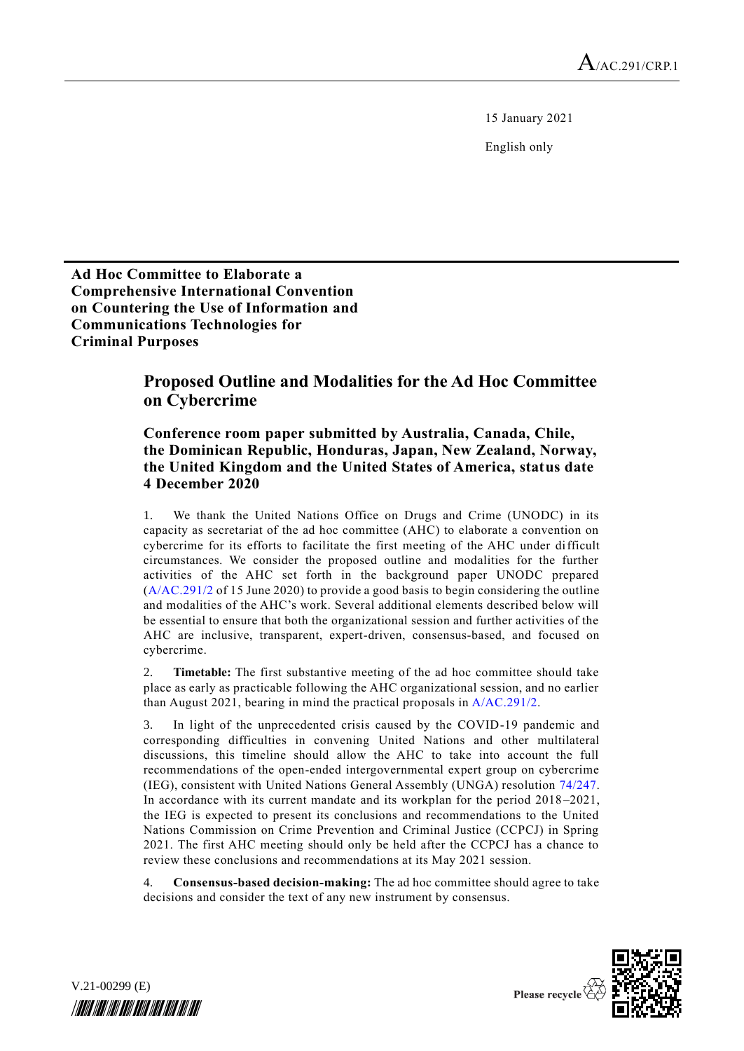A/AC.291/CRP.1

15 January 2021

English only

**Ad Hoc Committee to Elaborate a Comprehensive International Convention on Countering the Use of Information and Communications Technologies for Criminal Purposes**

# Proposed Outline and Modalities for the Ad Hoc Committee on Cybercrime

## Conference room paper submitted by Australia, Canada, Chile, the Dominican Republic, Honduras, Japan, New Zealand, Norway, the United Kingdom and the United States of America, status date 4 December 2020

1. We thank the United Nations Office on Drugs and Crime (UNODC) in its capacity as secretariat of the ad hoc committee (AHC) to elaborate a convention on cybercrime for its efforts to facilitate the first meeting of the AHC under difficult circumstances. We consider the proposed outline and modalities for the further activities of the AHC set forth in the background paper UNODC prepared (A/AC.291/2 of 15 June 2020) to provide a good basis to begin considering the outline and modalities of the AHC's work. Several additional elements described below will be essential to ensure that both the organizational session and further activities of the AHC are inclusive, transparent, expert-driven, consensus-based, and focused on cybercrime.

2. **Timetable:** The first substantive meeting of the ad hoc committee should take place as early as practicable following the AHC organizational session, and no earlier than August 2021, bearing in mind the practical proposals in A/AC.291/2.

3. In light of the unprecedented crisis caused by the COVID-19 pandemic and corresponding difficulties in convening United Nations and other multilateral discussions, this timeline should allow the AHC to take into account the full recommendations of the open-ended intergovernmental expert group on cybercrime (IEG), consistent with United Nations General Assembly (UNGA) resolution 74/247. In accordance with its current mandate and its workplan for the period 2018–2021, the IEG is expected to present its conclusions and recommendations to the United Nations Commission on Crime Prevention and Criminal Justice (CCPCJ) in Spring 2021. The first AHC meeting should only be held after the CCPCJ has a chance to review these conclusions and recommendations at its May 2021 session.

4. **Consensus-based decision-making:** The ad hoc committee should agree to take decisions and consider the text of any new instrument by consensus.

V.21-00299 (E)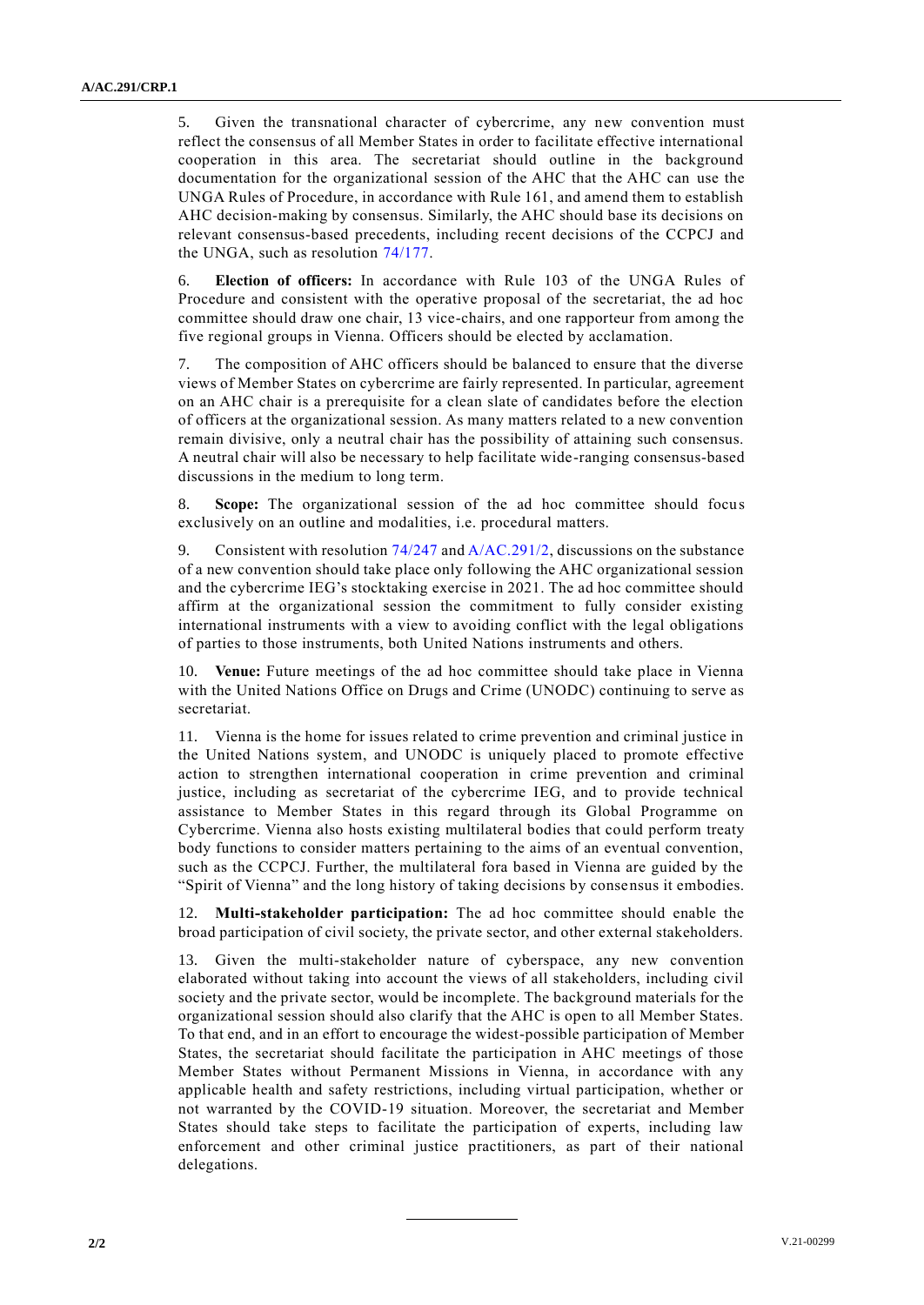5. Given the transnational character of cybercrime, any new convention must reflect the consensus of all Member States in order to facilitate effective international cooperation in this area. The secretariat should outline in the background documentation for the organizational session of the AHC that the AHC can use the UNGA Rules of Procedure, in accordance with Rule 161, and amend them to establish AHC decision-making by consensus. Similarly, the AHC should base its decisions on relevant consensus-based precedents, including recent decisions of the CCPCJ and the UNGA, such as resolution 74/177.

6. **Election of officers:** In accordance with Rule 103 of the UNGA Rules of Procedure and consistent with the operative proposal of the secretariat, the ad hoc committee should draw one chair, 13 vice-chairs, and one rapporteur from among the five regional groups in Vienna. Officers should be elected by acclamation.

7. The composition of AHC officers should be balanced to ensure that the diverse views of Member States on cybercrime are fairly represented. In particular, agreement on an AHC chair is a prerequisite for a clean slate of candidates before the election of officers at the organizational session. As many matters related to a new convention remain divisive, only a neutral chair has the possibility of attaining such consensus. A neutral chair will also be necessary to help facilitate wide-ranging consensus-based discussions in the medium to long term.

8. **Scope:** The organizational session of the ad hoc committee should focus exclusively on an outline and modalities, i.e. procedural matters.

9. Consistent with resolution 74/247 and A/AC.291/2, discussions on the substance of a new convention should take place only following the AHC organizational session and the cybercrime IEG's stocktaking exercise in 2021. The ad hoc committee should affirm at the organizational session the commitment to fully consider existing international instruments with a view to avoiding conflict with the legal obligations of parties to those instruments, both United Nations instruments and others.

10. **Venue:** Future meetings of the ad hoc committee should take place in Vienna with the United Nations Office on Drugs and Crime (UNODC) continuing to serve as secretariat.

11. Vienna is the home for issues related to crime prevention and criminal justice in the United Nations system, and UNODC is uniquely placed to promote effective action to strengthen international cooperation in crime prevention and criminal justice, including as secretariat of the cybercrime IEG, and to provide technical assistance to Member States in this regard through its Global Programme on Cybercrime. Vienna also hosts existing multilateral bodies that could perform treaty body functions to consider matters pertaining to the aims of an eventual convention, such as the CCPCJ. Further, the multilateral fora based in Vienna are guided by the "Spirit of Vienna" and the long history of taking decisions by consensus it embodies.

12. **Multi-stakeholder participation:** The ad hoc committee should enable the broad participation of civil society, the private sector, and other external stakeholders.

13. Given the multi-stakeholder nature of cyberspace, any new convention elaborated without taking into account the views of all stakeholders, including civil society and the private sector, would be incomplete. The background materials for the organizational session should also clarify that the AHC is open to all Member States. To that end, and in an effort to encourage the widest-possible participation of Member States, the secretariat should facilitate the participation in AHC meetings of those Member States without Permanent Missions in Vienna, in accordance with any applicable health and safety restrictions, including virtual participation, whether or not warranted by the COVID-19 situation. Moreover, the secretariat and Member States should take steps to facilitate the participation of experts, including law enforcement and other criminal justice practitioners, as part of their national delegations.